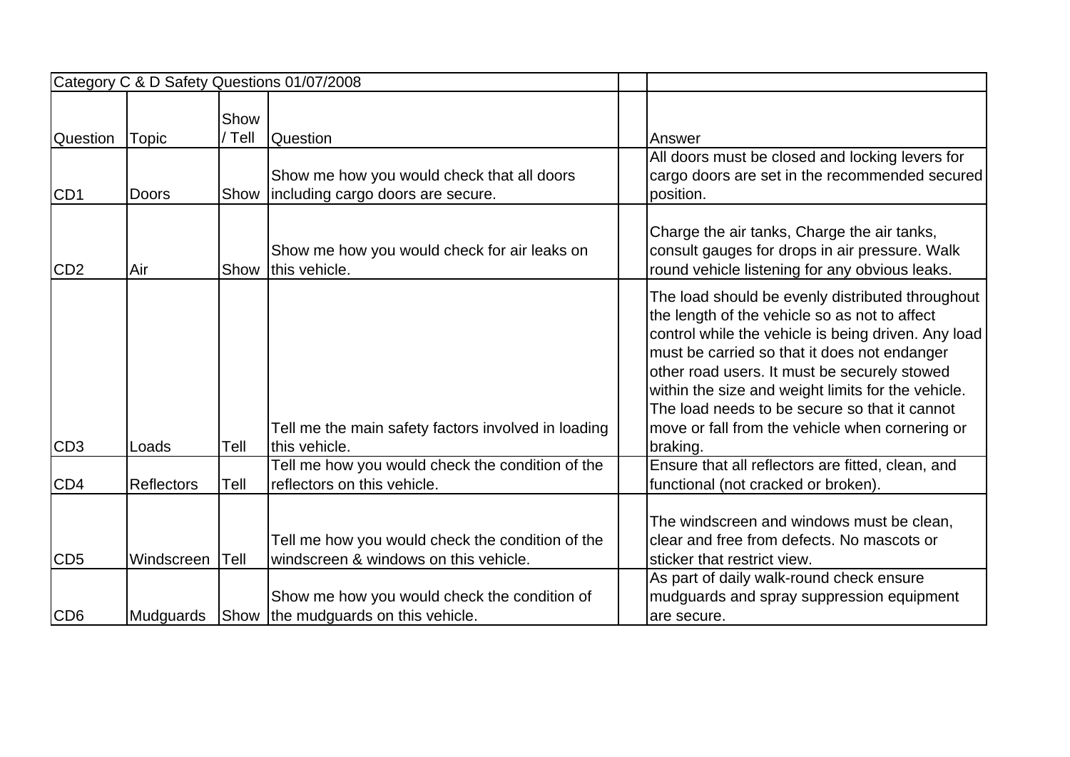| Category C & D Safety Questions 01/07/2008 | | | | | |
|---|---|---|---|---|---|
| Question | Topic | Show / Tell | Question | | Answer |
| CD1 | Doors | Show | Show me how you would check that all doors including cargo doors are secure. | | All doors must be closed and locking levers for cargo doors are set in the recommended secured position. |
| CD2 | Air | Show | Show me how you would check for air leaks on this vehicle. | | Charge the air tanks, Charge the air tanks, consult gauges for drops in air pressure. Walk round vehicle listening for any obvious leaks. |
| CD3 | Loads | Tell | Tell me the main safety factors involved in loading this vehicle. | | The load should be evenly distributed throughout the length of the vehicle so as not to affect control while the vehicle is being driven. Any load must be carried so that it does not endanger other road users. It must be securely stowed within the size and weight limits for the vehicle. The load needs to be secure so that it cannot move or fall from the vehicle when cornering or braking. |
| CD4 | Reflectors | Tell | Tell me how you would check the condition of the reflectors on this vehicle. | | Ensure that all reflectors are fitted, clean, and functional (not cracked or broken). |
| CD5 | Windscreen | Tell | Tell me how you would check the condition of the windscreen & windows on this vehicle. | | The windscreen and windows must be clean, clear and free from defects. No mascots or sticker that restrict view. |
| CD6 | Mudguards | Show | Show me how you would check the condition of the mudguards on this vehicle. | | As part of daily walk-round check ensure mudguards and spray suppression equipment are secure. |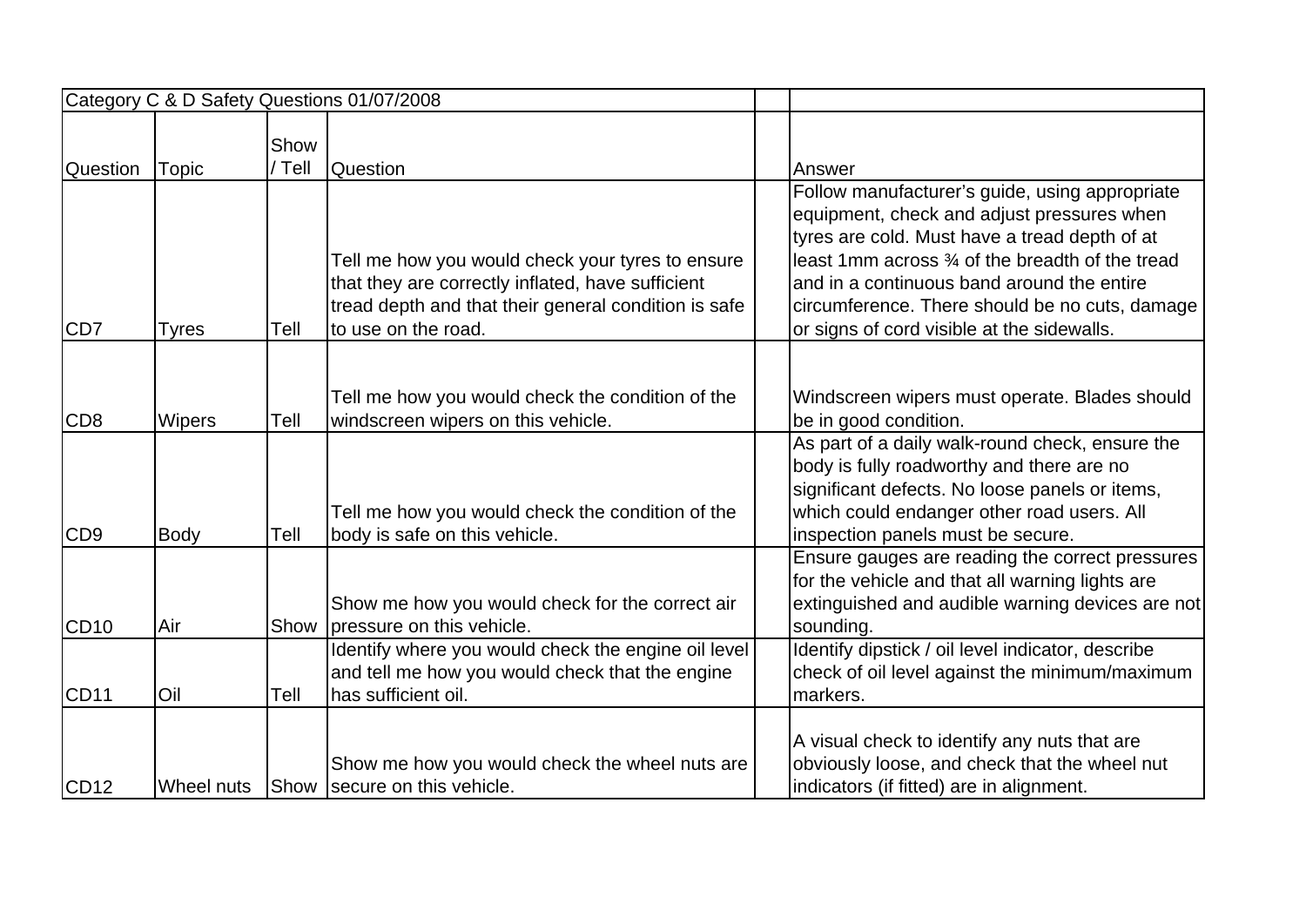| Category C & D Safety Questions 01/07/2008 | | | | | |
|---|---|---|---|---|---|
| Question | Topic | Show / Tell | Question | | Answer |
| CD7 | Tyres | Tell | Tell me how you would check your tyres to ensure that they are correctly inflated, have sufficient tread depth and that their general condition is safe to use on the road. | | Follow manufacturer's guide, using appropriate equipment, check and adjust pressures when tyres are cold. Must have a tread depth of at least 1mm across ¾ of the breadth of the tread and in a continuous band around the entire circumference. There should be no cuts, damage or signs of cord visible at the sidewalls. |
| CD8 | Wipers | Tell | Tell me how you would check the condition of the windscreen wipers on this vehicle. | | Windscreen wipers must operate. Blades should be in good condition. |
| CD9 | Body | Tell | Tell me how you would check the condition of the body is safe on this vehicle. | | As part of a daily walk-round check, ensure the body is fully roadworthy and there are no significant defects. No loose panels or items, which could endanger other road users. All inspection panels must be secure. |
| CD10 | Air | Show | Show me how you would check for the correct air pressure on this vehicle. | | Ensure gauges are reading the correct pressures for the vehicle and that all warning lights are extinguished and audible warning devices are not sounding. |
| CD11 | Oil | Tell | Identify where you would check the engine oil level and tell me how you would check that the engine has sufficient oil. | | Identify dipstick / oil level indicator, describe check of oil level against the minimum/maximum markers. |
| CD12 | Wheel nuts | Show | Show me how you would check the wheel nuts are secure on this vehicle. | | A visual check to identify any nuts that are obviously loose, and check that the wheel nut indicators (if fitted) are in alignment. |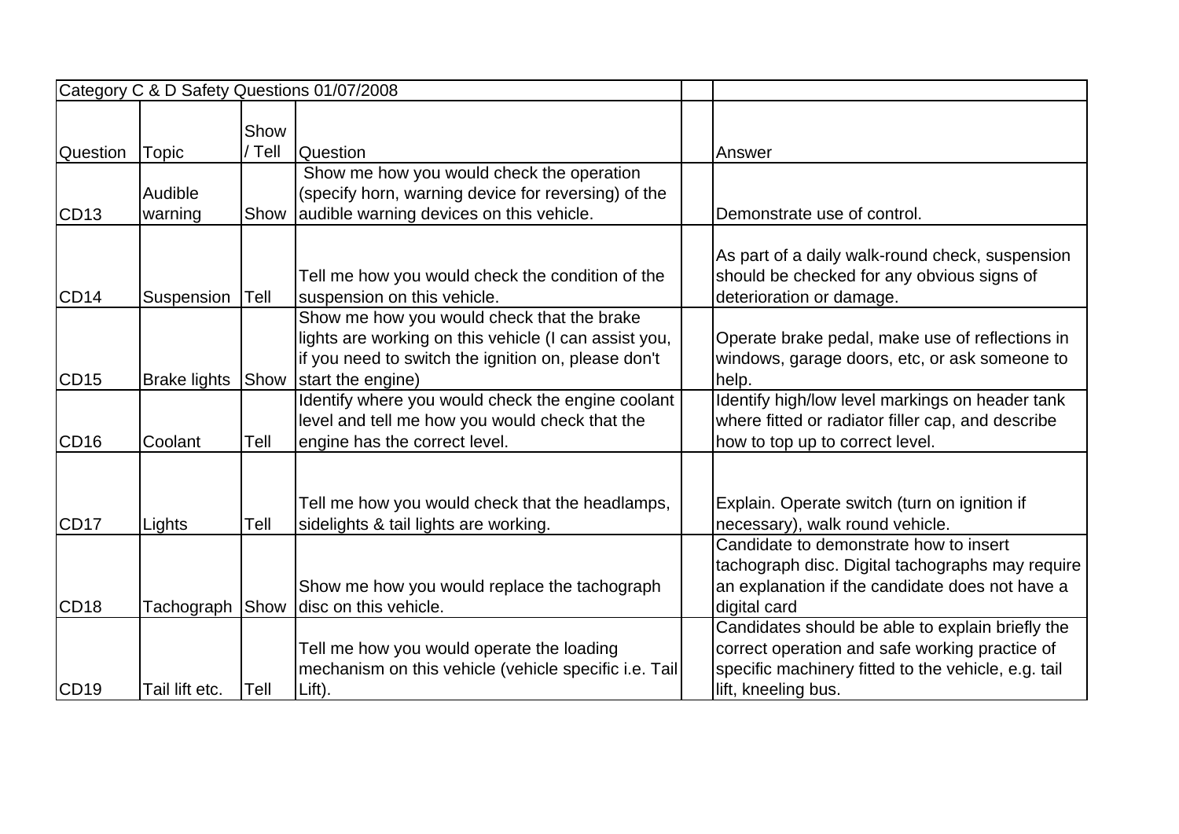| Category C & D Safety Questions 01/07/2008 | | | | | |
|---|---|---|---|---|---|
| Question | Topic | Show / Tell | Question | | Answer |
| CD13 | Audible warning | Show | Show me how you would check the operation (specify horn, warning device for reversing) of the audible warning devices on this vehicle. | | Demonstrate use of control. |
| CD14 | Suspension | Tell | Tell me how you would check the condition of the suspension on this vehicle. | | As part of a daily walk-round check, suspension should be checked for any obvious signs of deterioration or damage. |
| CD15 | Brake lights | Show | Show me how you would check that the brake lights are working on this vehicle (I can assist you, if you need to switch the ignition on, please don't start the engine) | | Operate brake pedal, make use of reflections in windows, garage doors, etc, or ask someone to help. |
| CD16 | Coolant | Tell | Identify where you would check the engine coolant level and tell me how you would check that the engine has the correct level. | | Identify high/low level markings on header tank where fitted or radiator filler cap, and describe how to top up to correct level. |
| CD17 | Lights | Tell | Tell me how you would check that the headlamps, sidelights & tail lights are working. | | Explain. Operate switch (turn on ignition if necessary), walk round vehicle. |
| CD18 | Tachograph | Show | Show me how you would replace the tachograph disc on this vehicle. | | Candidate to demonstrate how to insert tachograph disc. Digital tachographs may require an explanation if the candidate does not have a digital card |
| CD19 | Tail lift etc. | Tell | Tell me how you would operate the loading mechanism on this vehicle (vehicle specific i.e. Tail Lift). | | Candidates should be able to explain briefly the correct operation and safe working practice of specific machinery fitted to the vehicle, e.g. tail lift, kneeling bus. |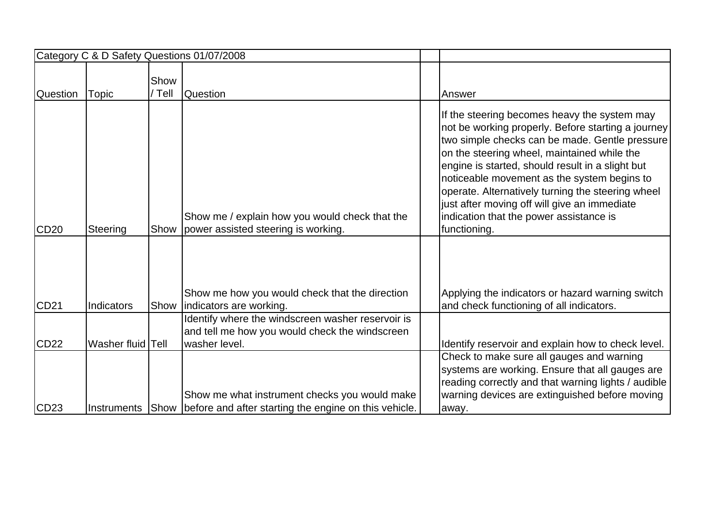| Category C & D Safety Questions 01/07/2008 | | | | | |
|---|---|---|---|---|---|
| Question | Topic | Show / Tell | Question | | Answer |
| CD20 | Steering | Show | Show me / explain how you would check that the power assisted steering is working. | | If the steering becomes heavy the system may not be working properly. Before starting a journey two simple checks can be made. Gentle pressure on the steering wheel, maintained while the engine is started, should result in a slight but noticeable movement as the system begins to operate. Alternatively turning the steering wheel just after moving off will give an immediate indication that the power assistance is functioning. |
| CD21 | Indicators | Show | Show me how you would check that the direction indicators are working. | | Applying the indicators or hazard warning switch and check functioning of all indicators. |
| CD22 | Washer fluid | Tell | Identify where the windscreen washer reservoir is and tell me how you would check the windscreen washer level. | | Identify reservoir and explain how to check level. |
| CD23 | Instruments | Show | Show me what instrument checks you would make before and after starting the engine on this vehicle. | | Check to make sure all gauges and warning systems are working. Ensure that all gauges are reading correctly and that warning lights / audible warning devices are extinguished before moving away. |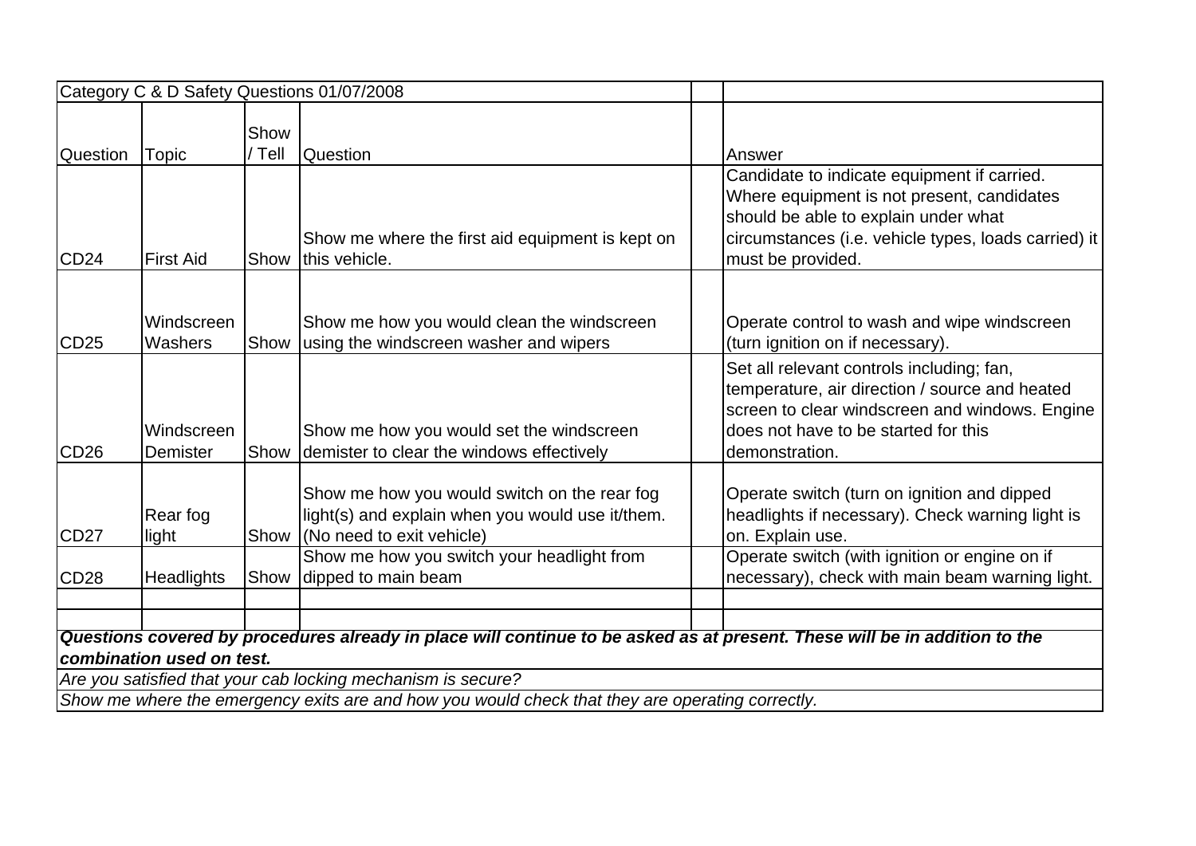| Category C & D Safety Questions 01/07/2008 | | | | | |
|---|---|---|---|---|---|
| Question | Topic | Show / Tell | Question | | Answer |
| CD24 | First Aid | Show | Show me where the first aid equipment is kept on this vehicle. | | Candidate to indicate equipment if carried. Where equipment is not present, candidates should be able to explain under what circumstances (i.e. vehicle types, loads carried) it must be provided. |
| CD25 | Windscreen Washers | Show | Show me how you would clean the windscreen using the windscreen washer and wipers | | Operate control to wash and wipe windscreen (turn ignition on if necessary). |
| CD26 | Windscreen Demister | Show | Show me how you would set the windscreen demister to clear the windows effectively | | Set all relevant controls including; fan, temperature, air direction / source and heated screen to clear windscreen and windows. Engine does not have to be started for this demonstration. |
| CD27 | Rear fog light | Show | Show me how you would switch on the rear fog light(s) and explain when you would use it/them. (No need to exit vehicle) | | Operate switch (turn on ignition and dipped headlights if necessary). Check warning light is on. Explain use. |
| CD28 | Headlights | Show | Show me how you switch your headlight from dipped to main beam | | Operate switch (with ignition or engine on if necessary), check with main beam warning light. |
| | | | | | |
| | | | | | |

***Questions covered by procedures already in place will continue to be asked as at present. These will be in addition to the combination used on test.***

*Are you satisfied that your cab locking mechanism is secure?*

*Show me where the emergency exits are and how you would check that they are operating correctly.*